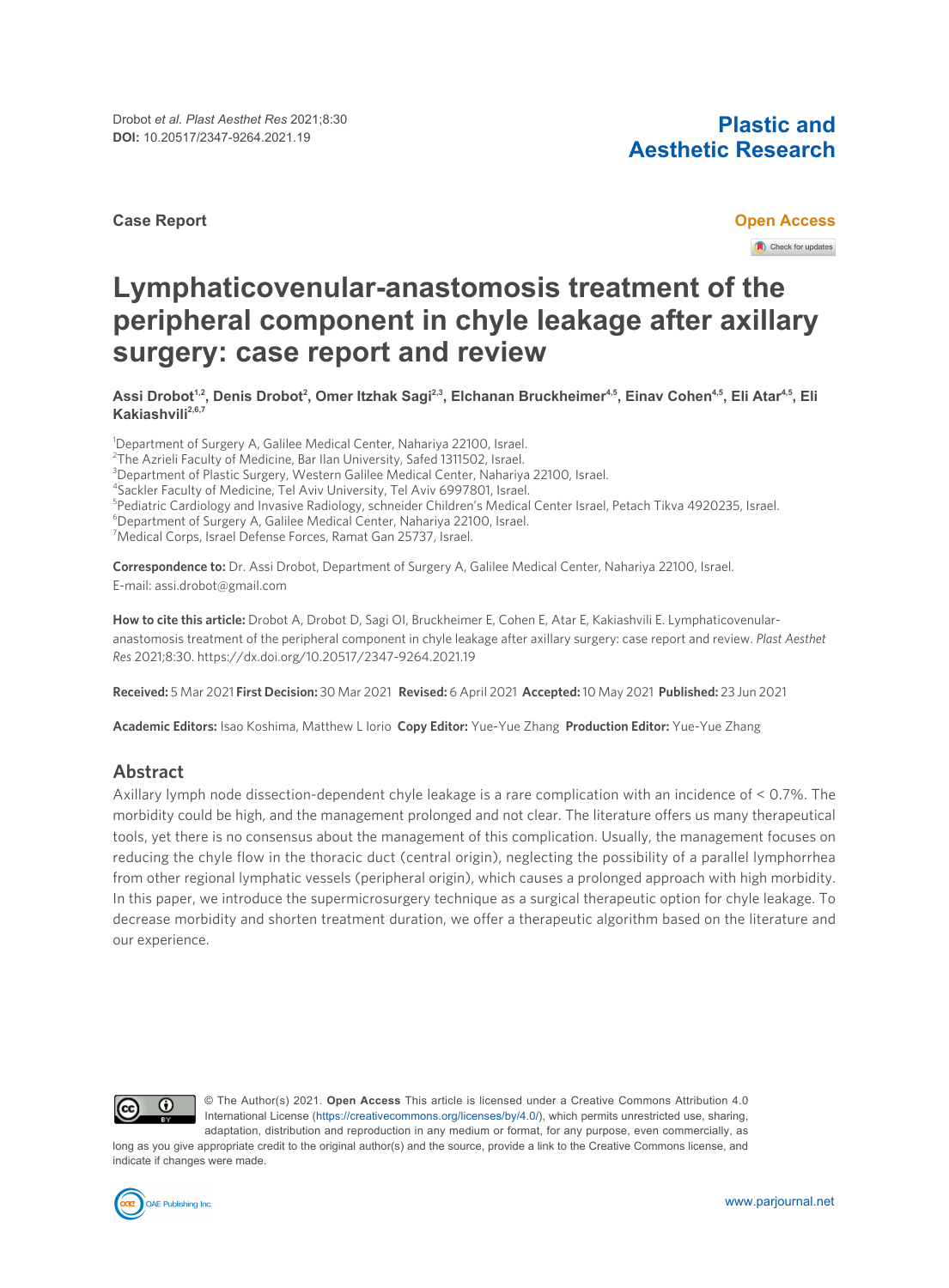**Case Report**

**Open Access**

# Lymphaticovenular-anastomosis treatment of the peripheral component in chyle leakage after axillary surgery: case report and review

**Assi Drobot[1,2], Denis Drobot[2], Omer Itzhak Sagi[2,3], Elchanan Bruckheimer[4,5], Einav Cohen[4,5], Eli Atar[4,5], Eli Kakiashvili[2,6,7]**

[1]Department of Surgery A, Galilee Medical Center, Nahariya 22100, Israel.
[2]The Azrieli Faculty of Medicine, Bar Ilan University, Safed 1311502, Israel.
[3]Department of Plastic Surgery, Western Galilee Medical Center, Nahariya 22100, Israel.
[4]Sackler Faculty of Medicine, Tel Aviv University, Tel Aviv 6997801, Israel.
[5]Pediatric Cardiology and Invasive Radiology, schneider Children's Medical Center Israel, Petach Tikva 4920235, Israel.
[6]Department of Surgery A, Galilee Medical Center, Nahariya 22100, Israel.
[7]Medical Corps, Israel Defense Forces, Ramat Gan 25737, Israel.

**Correspondence to:** Dr. Assi Drobot, Department of Surgery A, Galilee Medical Center, Nahariya 22100, Israel. E-mail: assi.drobot@gmail.com

**How to cite this article:** Drobot A, Drobot D, Sagi OI, Bruckheimer E, Cohen E, Atar E, Kakiashvili E. Lymphaticovenular-anastomosis treatment of the peripheral component in chyle leakage after axillary surgery: case report and review. *Plast Aesthet Res* 2021;8:30. https://dx.doi.org/10.20517/2347-9264.2021.19

**Received:** 5 Mar 2021 **First Decision:** 30 Mar 2021 **Revised:** 6 April 2021 **Accepted:** 10 May 2021 **Published:** 23 Jun 2021

**Academic Editors:** Isao Koshima, Matthew L Iorio **Copy Editor:** Yue-Yue Zhang **Production Editor:** Yue-Yue Zhang

## Abstract

Axillary lymph node dissection-dependent chyle leakage is a rare complication with an incidence of < 0.7%. The morbidity could be high, and the management prolonged and not clear. The literature offers us many therapeutical tools, yet there is no consensus about the management of this complication. Usually, the management focuses on reducing the chyle flow in the thoracic duct (central origin), neglecting the possibility of a parallel lymphorrhea from other regional lymphatic vessels (peripheral origin), which causes a prolonged approach with high morbidity. In this paper, we introduce the supermicrosurgery technique as a surgical therapeutic option for chyle leakage. To decrease morbidity and shorten treatment duration, we offer a therapeutic algorithm based on the literature and our experience.

© The Author(s) 2021. **Open Access** This article is licensed under a Creative Commons Attribution 4.0 International License (https://creativecommons.org/licenses/by/4.0/), which permits unrestricted use, sharing, adaptation, distribution and reproduction in any medium or format, for any purpose, even commercially, as long as you give appropriate credit to the original author(s) and the source, provide a link to the Creative Commons license, and indicate if changes were made.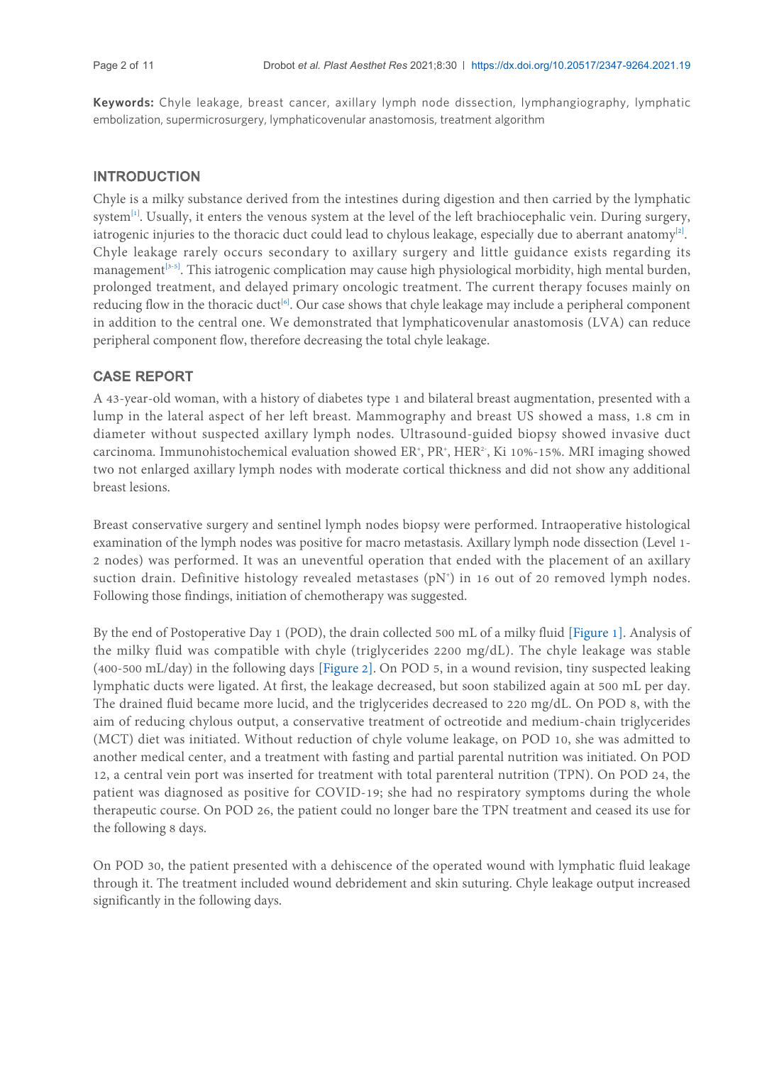**Keywords:** Chyle leakage, breast cancer, axillary lymph node dissection, lymphangiography, lymphatic embolization, supermicrosurgery, lymphaticovenular anastomosis, treatment algorithm

## INTRODUCTION

Chyle is a milky substance derived from the intestines during digestion and then carried by the lymphatic system[1]. Usually, it enters the venous system at the level of the left brachiocephalic vein. During surgery, iatrogenic injuries to the thoracic duct could lead to chylous leakage, especially due to aberrant anatomy[2]. Chyle leakage rarely occurs secondary to axillary surgery and little guidance exists regarding its management[3-5]. This iatrogenic complication may cause high physiological morbidity, high mental burden, prolonged treatment, and delayed primary oncologic treatment. The current therapy focuses mainly on reducing flow in the thoracic duct[6]. Our case shows that chyle leakage may include a peripheral component in addition to the central one. We demonstrated that lymphaticovenular anastomosis (LVA) can reduce peripheral component flow, therefore decreasing the total chyle leakage.

## CASE REPORT

A 43-year-old woman, with a history of diabetes type 1 and bilateral breast augmentation, presented with a lump in the lateral aspect of her left breast. Mammography and breast US showed a mass, 1.8 cm in diameter without suspected axillary lymph nodes. Ultrasound-guided biopsy showed invasive duct carcinoma. Immunohistochemical evaluation showed $ER^+$, $PR^+$, $HER^{2-}$, Ki 10%-15%. MRI imaging showed two not enlarged axillary lymph nodes with moderate cortical thickness and did not show any additional breast lesions.

Breast conservative surgery and sentinel lymph nodes biopsy were performed. Intraoperative histological examination of the lymph nodes was positive for macro metastasis. Axillary lymph node dissection (Level 1-2 nodes) was performed. It was an uneventful operation that ended with the placement of an axillary suction drain. Definitive histology revealed metastases ($pN^+$) in 16 out of 20 removed lymph nodes. Following those findings, initiation of chemotherapy was suggested.

By the end of Postoperative Day 1 (POD), the drain collected 500 mL of a milky fluid [Figure 1]. Analysis of the milky fluid was compatible with chyle (triglycerides 2200 mg/dL). The chyle leakage was stable (400-500 mL/day) in the following days [Figure 2]. On POD 5, in a wound revision, tiny suspected leaking lymphatic ducts were ligated. At first, the leakage decreased, but soon stabilized again at 500 mL per day. The drained fluid became more lucid, and the triglycerides decreased to 220 mg/dL. On POD 8, with the aim of reducing chylous output, a conservative treatment of octreotide and medium-chain triglycerides (MCT) diet was initiated. Without reduction of chyle volume leakage, on POD 10, she was admitted to another medical center, and a treatment with fasting and partial parental nutrition was initiated. On POD 12, a central vein port was inserted for treatment with total parenteral nutrition (TPN). On POD 24, the patient was diagnosed as positive for COVID-19; she had no respiratory symptoms during the whole therapeutic course. On POD 26, the patient could no longer bare the TPN treatment and ceased its use for the following 8 days.

On POD 30, the patient presented with a dehiscence of the operated wound with lymphatic fluid leakage through it. The treatment included wound debridement and skin suturing. Chyle leakage output increased significantly in the following days.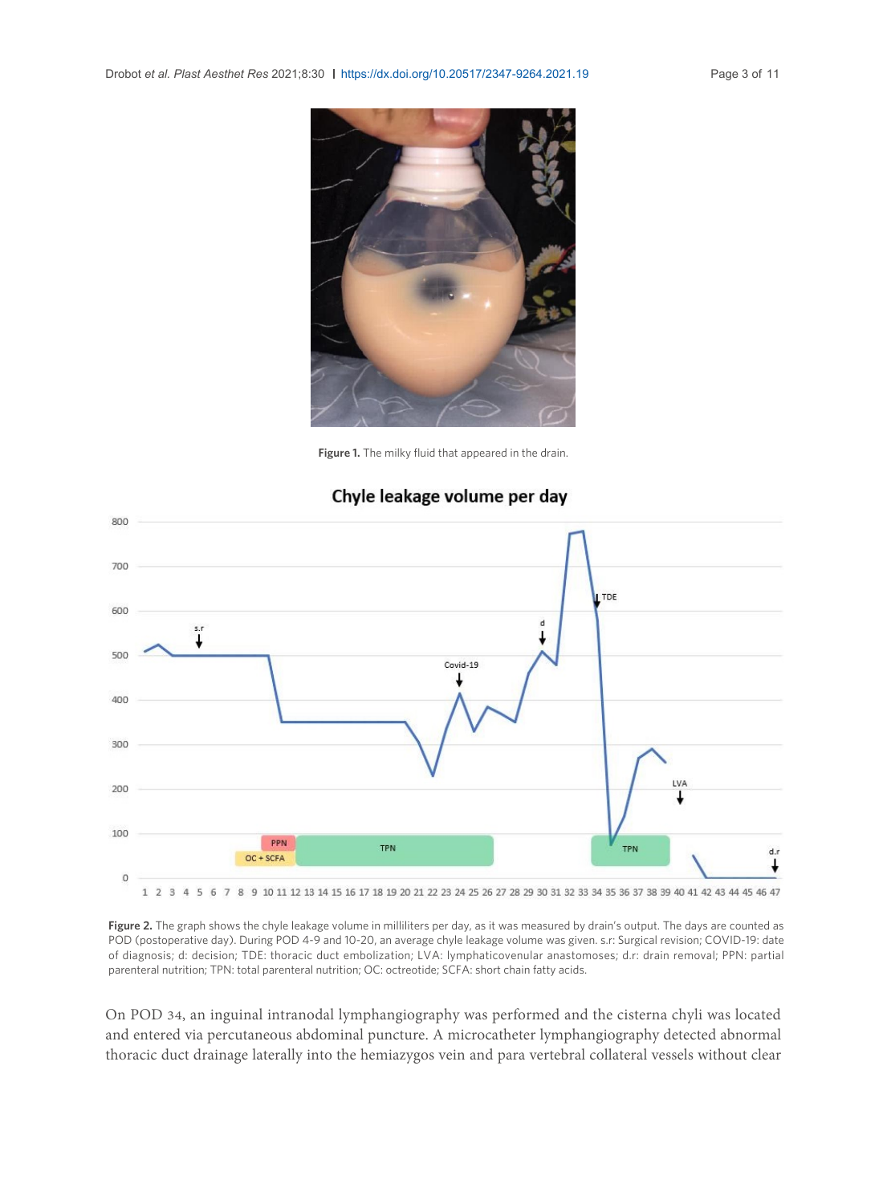Figure 1. The milky fluid that appeared in the drain.

Figure 2. The graph shows the chyle leakage volume in milliliters per day, as it was measured by drain's output. The days are counted as POD (postoperative day). During POD 4-9 and 10-20, an average chyle leakage volume was given. s.r: Surgical revision; COVID-19: date of diagnosis; d: decision; TDE: thoracic duct embolization; LVA: lymphaticovenular anastomoses; d.r: drain removal; PPN: partial parenteral nutrition; TPN: total parenteral nutrition; OC: octreotide; SCFA: short chain fatty acids.

On POD 34, an inguinal intranodal lymphangiography was performed and the cisterna chyli was located and entered via percutaneous abdominal puncture. A microcatheter lymphangiography detected abnormal thoracic duct drainage laterally into the hemiazygos vein and para vertebral collateral vessels without clear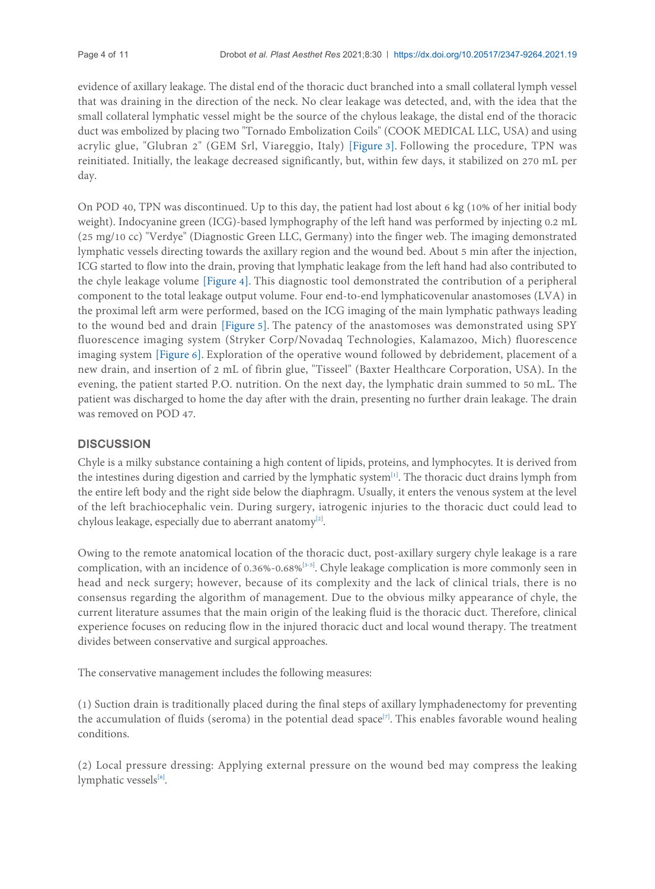evidence of axillary leakage. The distal end of the thoracic duct branched into a small collateral lymph vessel that was draining in the direction of the neck. No clear leakage was detected, and, with the idea that the small collateral lymphatic vessel might be the source of the chylous leakage, the distal end of the thoracic duct was embolized by placing two "Tornado Embolization Coils" (COOK MEDICAL LLC, USA) and using acrylic glue, "Glubran 2" (GEM Srl, Viareggio, Italy) [Figure 3]. Following the procedure, TPN was reinitiated. Initially, the leakage decreased significantly, but, within few days, it stabilized on 270 mL per day.

On POD 40, TPN was discontinued. Up to this day, the patient had lost about 6 kg (10% of her initial body weight). Indocyanine green (ICG)-based lymphography of the left hand was performed by injecting 0.2 mL (25 mg/10 cc) "Verdye" (Diagnostic Green LLC, Germany) into the finger web. The imaging demonstrated lymphatic vessels directing towards the axillary region and the wound bed. About 5 min after the injection, ICG started to flow into the drain, proving that lymphatic leakage from the left hand had also contributed to the chyle leakage volume [Figure 4]. This diagnostic tool demonstrated the contribution of a peripheral component to the total leakage output volume. Four end-to-end lymphaticovenular anastomoses (LVA) in the proximal left arm were performed, based on the ICG imaging of the main lymphatic pathways leading to the wound bed and drain [Figure 5]. The patency of the anastomoses was demonstrated using SPY fluorescence imaging system (Stryker Corp/Novadaq Technologies, Kalamazoo, Mich) fluorescence imaging system [Figure 6]. Exploration of the operative wound followed by debridement, placement of a new drain, and insertion of 2 mL of fibrin glue, "Tisseel" (Baxter Healthcare Corporation, USA). In the evening, the patient started P.O. nutrition. On the next day, the lymphatic drain summed to 50 mL. The patient was discharged to home the day after with the drain, presenting no further drain leakage. The drain was removed on POD 47.

## DISCUSSION

Chyle is a milky substance containing a high content of lipids, proteins, and lymphocytes. It is derived from the intestines during digestion and carried by the lymphatic system[1]. The thoracic duct drains lymph from the entire left body and the right side below the diaphragm. Usually, it enters the venous system at the level of the left brachiocephalic vein. During surgery, iatrogenic injuries to the thoracic duct could lead to chylous leakage, especially due to aberrant anatomy[2].

Owing to the remote anatomical location of the thoracic duct, post-axillary surgery chyle leakage is a rare complication, with an incidence of 0.36%-0.68%[3-5]. Chyle leakage complication is more commonly seen in head and neck surgery; however, because of its complexity and the lack of clinical trials, there is no consensus regarding the algorithm of management. Due to the obvious milky appearance of chyle, the current literature assumes that the main origin of the leaking fluid is the thoracic duct. Therefore, clinical experience focuses on reducing flow in the injured thoracic duct and local wound therapy. The treatment divides between conservative and surgical approaches.

The conservative management includes the following measures:

(1) Suction drain is traditionally placed during the final steps of axillary lymphadenectomy for preventing the accumulation of fluids (seroma) in the potential dead space[7]. This enables favorable wound healing conditions.

(2) Local pressure dressing: Applying external pressure on the wound bed may compress the leaking lymphatic vessels[8].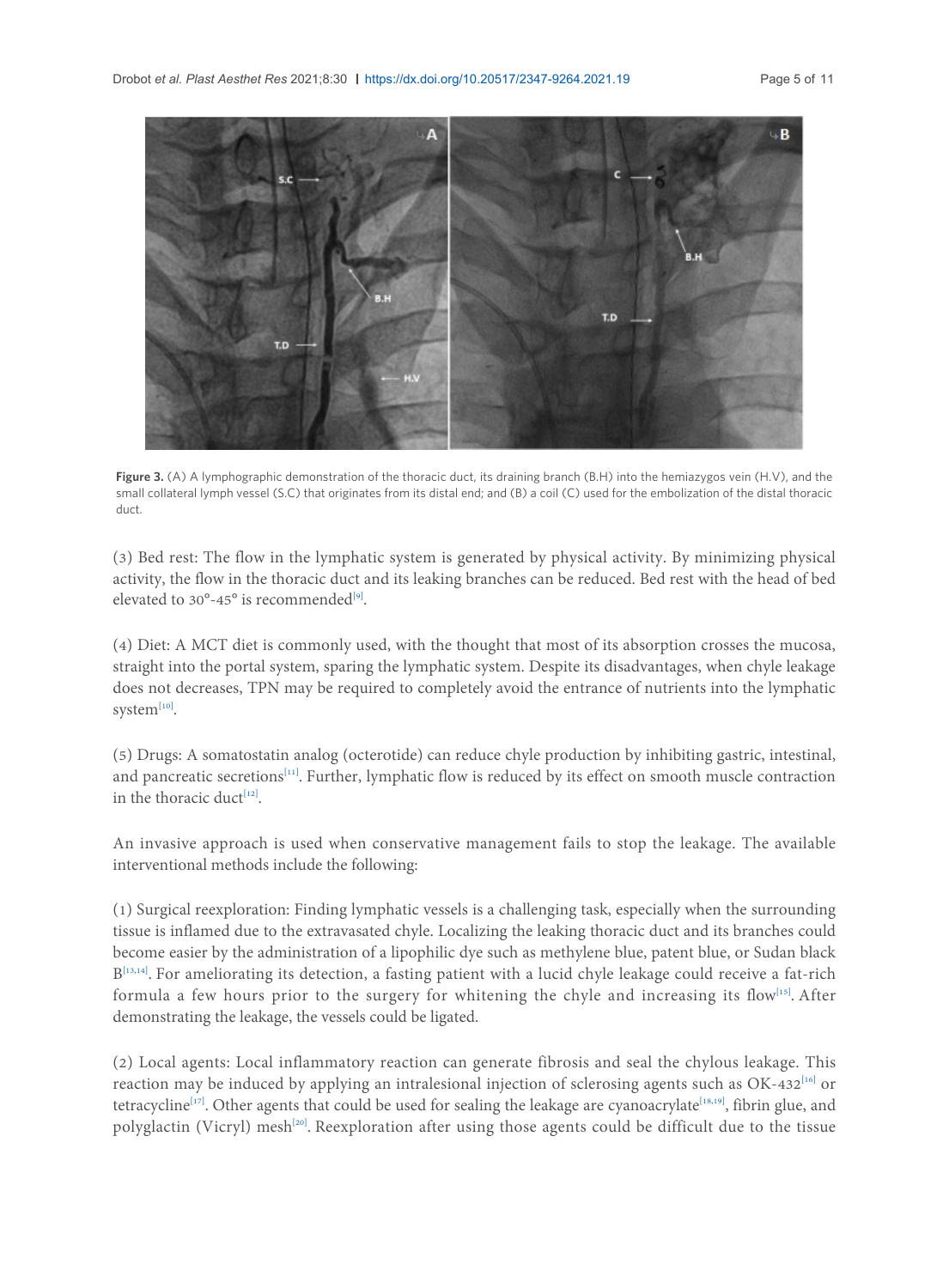**Figure 3.** (A) A lymphographic demonstration of the thoracic duct, its draining branch (B.H) into the hemiazygos vein (H.V), and the small collateral lymph vessel (S.C) that originates from its distal end; and (B) a coil (C) used for the embolization of the distal thoracic duct.

(3) Bed rest: The flow in the lymphatic system is generated by physical activity. By minimizing physical activity, the flow in the thoracic duct and its leaking branches can be reduced. Bed rest with the head of bed elevated to 30°-45° is recommended[9].

(4) Diet: A MCT diet is commonly used, with the thought that most of its absorption crosses the mucosa, straight into the portal system, sparing the lymphatic system. Despite its disadvantages, when chyle leakage does not decreases, TPN may be required to completely avoid the entrance of nutrients into the lymphatic system[10].

(5) Drugs: A somatostatin analog (octerotide) can reduce chyle production by inhibiting gastric, intestinal, and pancreatic secretions[11]. Further, lymphatic flow is reduced by its effect on smooth muscle contraction in the thoracic duct[12].

An invasive approach is used when conservative management fails to stop the leakage. The available interventional methods include the following:

(1) Surgical reexploration: Finding lymphatic vessels is a challenging task, especially when the surrounding tissue is inflamed due to the extravasated chyle. Localizing the leaking thoracic duct and its branches could become easier by the administration of a lipophilic dye such as methylene blue, patent blue, or Sudan black B[13,14]. For ameliorating its detection, a fasting patient with a lucid chyle leakage could receive a fat-rich formula a few hours prior to the surgery for whitening the chyle and increasing its flow[15]. After demonstrating the leakage, the vessels could be ligated.

(2) Local agents: Local inflammatory reaction can generate fibrosis and seal the chylous leakage. This reaction may be induced by applying an intralesional injection of sclerosing agents such as OK-432[16] or tetracycline[17]. Other agents that could be used for sealing the leakage are cyanoacrylate[18,19], fibrin glue, and polyglactin (Vicryl) mesh[20]. Reexploration after using those agents could be difficult due to the tissue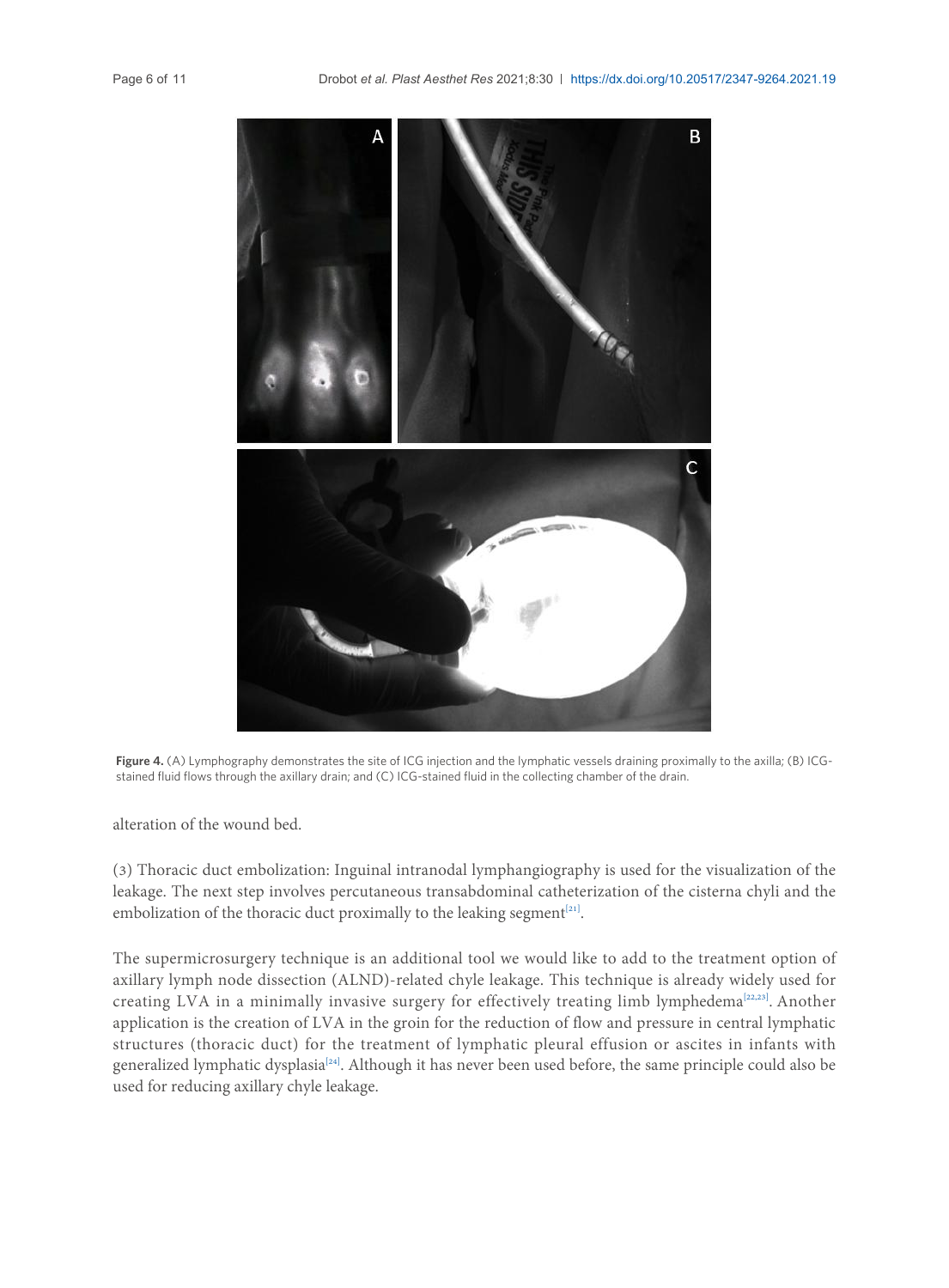**Figure 4.** (A) Lymphography demonstrates the site of ICG injection and the lymphatic vessels draining proximally to the axilla; (B) ICG-stained fluid flows through the axillary drain; and (C) ICG-stained fluid in the collecting chamber of the drain.

alteration of the wound bed.

(3) Thoracic duct embolization: Inguinal intranodal lymphangiography is used for the visualization of the leakage. The next step involves percutaneous transabdominal catheterization of the cisterna chyli and the embolization of the thoracic duct proximally to the leaking segment[21].

The supermicrosurgery technique is an additional tool we would like to add to the treatment option of axillary lymph node dissection (ALND)-related chyle leakage. This technique is already widely used for creating LVA in a minimally invasive surgery for effectively treating limb lymphedema[22,23]. Another application is the creation of LVA in the groin for the reduction of flow and pressure in central lymphatic structures (thoracic duct) for the treatment of lymphatic pleural effusion or ascites in infants with generalized lymphatic dysplasia[24]. Although it has never been used before, the same principle could also be used for reducing axillary chyle leakage.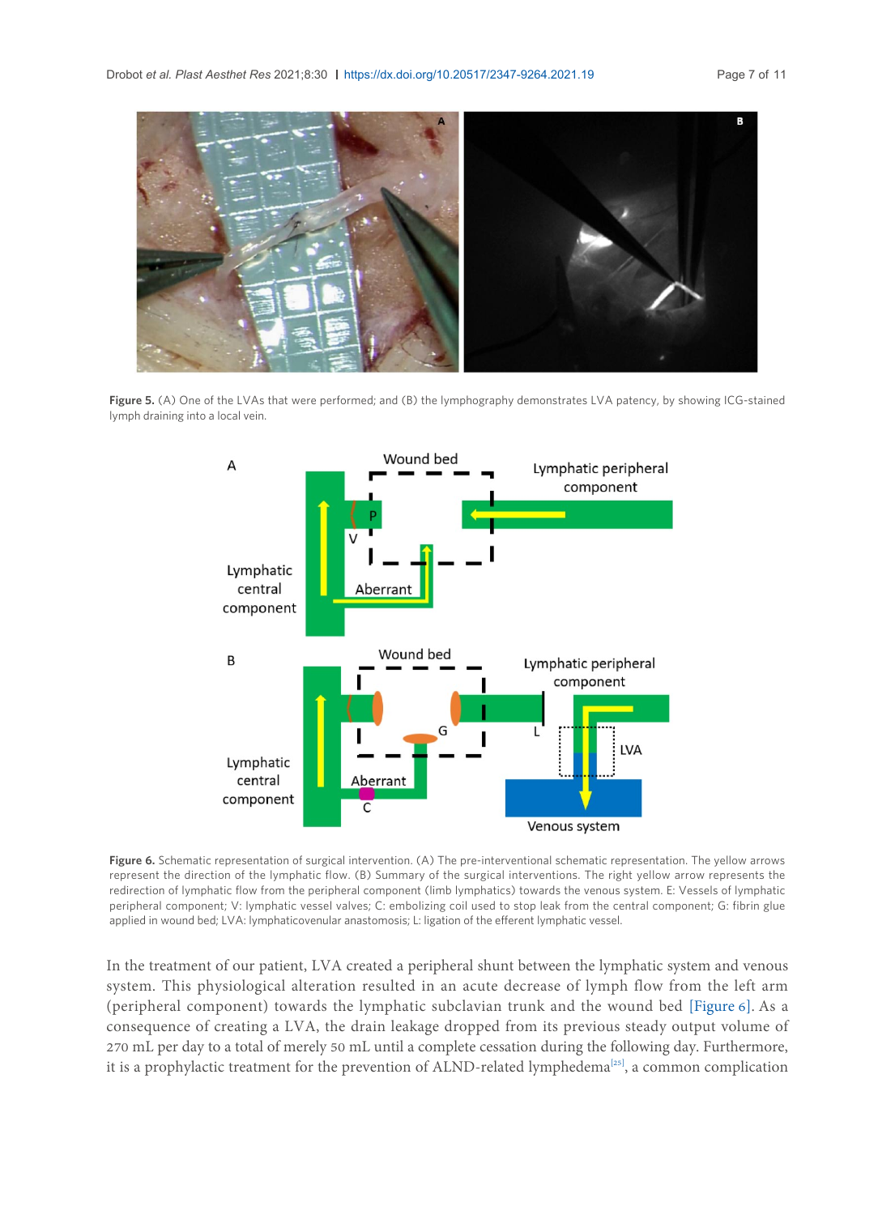**Figure 5.** (A) One of the LVAs that were performed; and (B) the lymphography demonstrates LVA patency, by showing ICG-stained lymph draining into a local vein.

**Figure 6.** Schematic representation of surgical intervention. (A) The pre-interventional schematic representation. The yellow arrows represent the direction of the lymphatic flow. (B) Summary of the surgical interventions. The right yellow arrow represents the redirection of lymphatic flow from the peripheral component (limb lymphatics) towards the venous system. E: Vessels of lymphatic peripheral component; V: lymphatic vessel valves; C: embolizing coil used to stop leak from the central component; G: fibrin glue applied in wound bed; LVA: lymphaticovenular anastomosis; L: ligation of the efferent lymphatic vessel.

In the treatment of our patient, LVA created a peripheral shunt between the lymphatic system and venous system. This physiological alteration resulted in an acute decrease of lymph flow from the left arm (peripheral component) towards the lymphatic subclavian trunk and the wound bed [Figure 6]. As a consequence of creating a LVA, the drain leakage dropped from its previous steady output volume of 270 mL per day to a total of merely 50 mL until a complete cessation during the following day. Furthermore, it is a prophylactic treatment for the prevention of ALND-related lymphedema[25], a common complication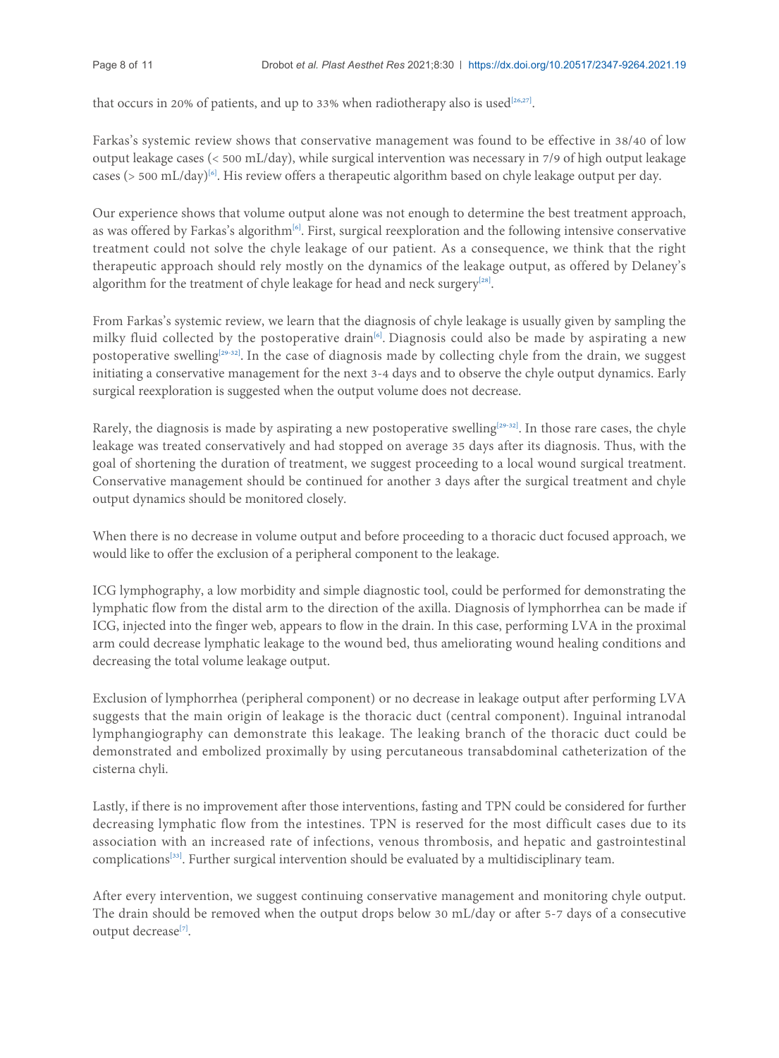that occurs in 20% of patients, and up to 33% when radiotherapy also is used[26,27].

Farkas's systemic review shows that conservative management was found to be effective in 38/40 of low output leakage cases (< 500 mL/day), while surgical intervention was necessary in 7/9 of high output leakage cases (> 500 mL/day)[6]. His review offers a therapeutic algorithm based on chyle leakage output per day.

Our experience shows that volume output alone was not enough to determine the best treatment approach, as was offered by Farkas's algorithm[6]. First, surgical reexploration and the following intensive conservative treatment could not solve the chyle leakage of our patient. As a consequence, we think that the right therapeutic approach should rely mostly on the dynamics of the leakage output, as offered by Delaney's algorithm for the treatment of chyle leakage for head and neck surgery[28].

From Farkas's systemic review, we learn that the diagnosis of chyle leakage is usually given by sampling the milky fluid collected by the postoperative drain[6]. Diagnosis could also be made by aspirating a new postoperative swelling[29-32]. In the case of diagnosis made by collecting chyle from the drain, we suggest initiating a conservative management for the next 3-4 days and to observe the chyle output dynamics. Early surgical reexploration is suggested when the output volume does not decrease.

Rarely, the diagnosis is made by aspirating a new postoperative swelling[29-32]. In those rare cases, the chyle leakage was treated conservatively and had stopped on average 35 days after its diagnosis. Thus, with the goal of shortening the duration of treatment, we suggest proceeding to a local wound surgical treatment. Conservative management should be continued for another 3 days after the surgical treatment and chyle output dynamics should be monitored closely.

When there is no decrease in volume output and before proceeding to a thoracic duct focused approach, we would like to offer the exclusion of a peripheral component to the leakage.

ICG lymphography, a low morbidity and simple diagnostic tool, could be performed for demonstrating the lymphatic flow from the distal arm to the direction of the axilla. Diagnosis of lymphorrhea can be made if ICG, injected into the finger web, appears to flow in the drain. In this case, performing LVA in the proximal arm could decrease lymphatic leakage to the wound bed, thus ameliorating wound healing conditions and decreasing the total volume leakage output.

Exclusion of lymphorrhea (peripheral component) or no decrease in leakage output after performing LVA suggests that the main origin of leakage is the thoracic duct (central component). Inguinal intranodal lymphangiography can demonstrate this leakage. The leaking branch of the thoracic duct could be demonstrated and embolized proximally by using percutaneous transabdominal catheterization of the cisterna chyli.

Lastly, if there is no improvement after those interventions, fasting and TPN could be considered for further decreasing lymphatic flow from the intestines. TPN is reserved for the most difficult cases due to its association with an increased rate of infections, venous thrombosis, and hepatic and gastrointestinal complications[33]. Further surgical intervention should be evaluated by a multidisciplinary team.

After every intervention, we suggest continuing conservative management and monitoring chyle output. The drain should be removed when the output drops below 30 mL/day or after 5-7 days of a consecutive output decrease[7].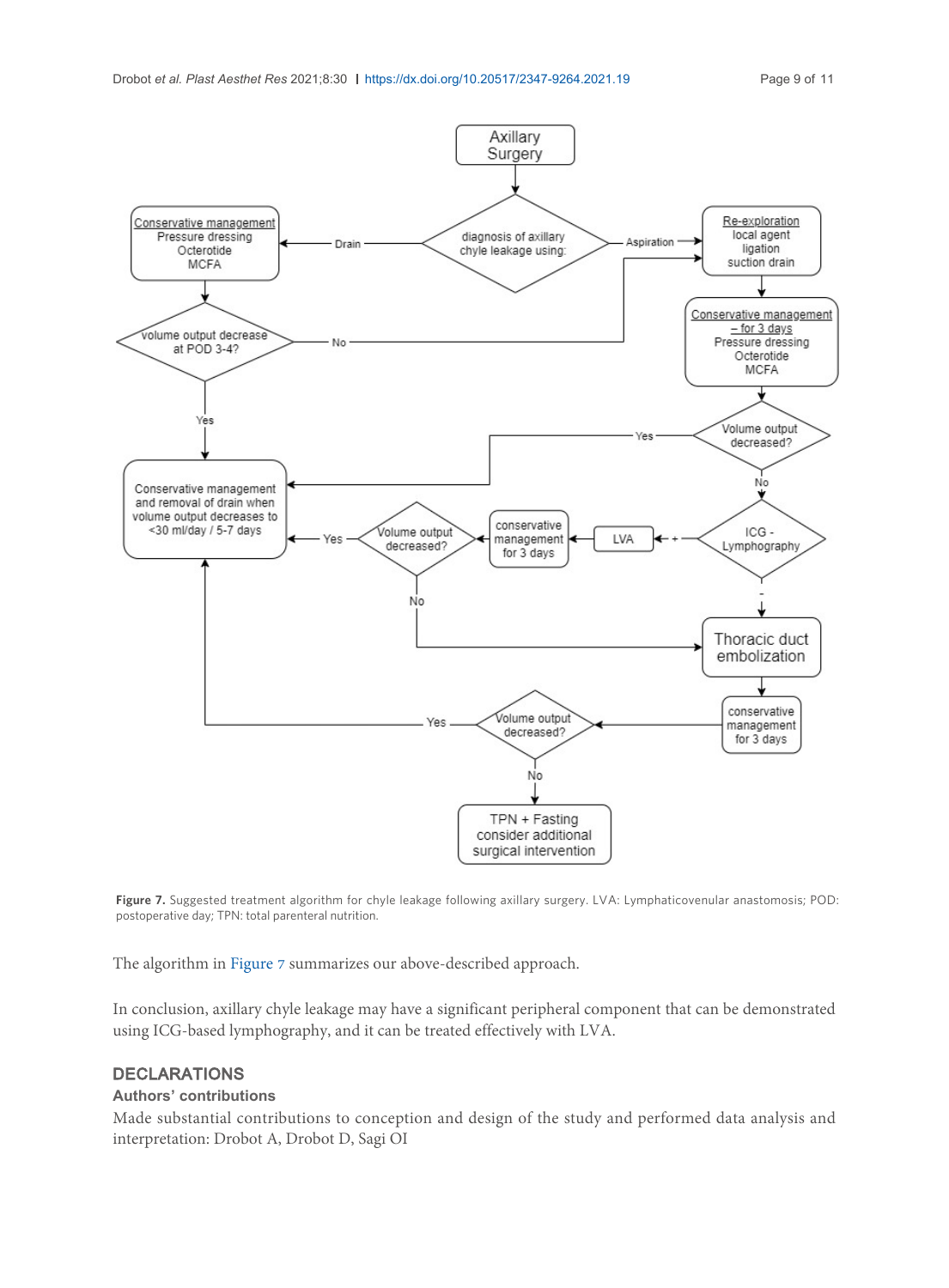Figure 7. Suggested treatment algorithm for chyle leakage following axillary surgery. LVA: Lymphaticovenular anastomosis; POD: postoperative day; TPN: total parenteral nutrition.

The algorithm in Figure 7 summarizes our above-described approach.

In conclusion, axillary chyle leakage may have a significant peripheral component that can be demonstrated using ICG-based lymphography, and it can be treated effectively with LVA.

## DECLARATIONS

### Authors' contributions

Made substantial contributions to conception and design of the study and performed data analysis and interpretation: Drobot A, Drobot D, Sagi OI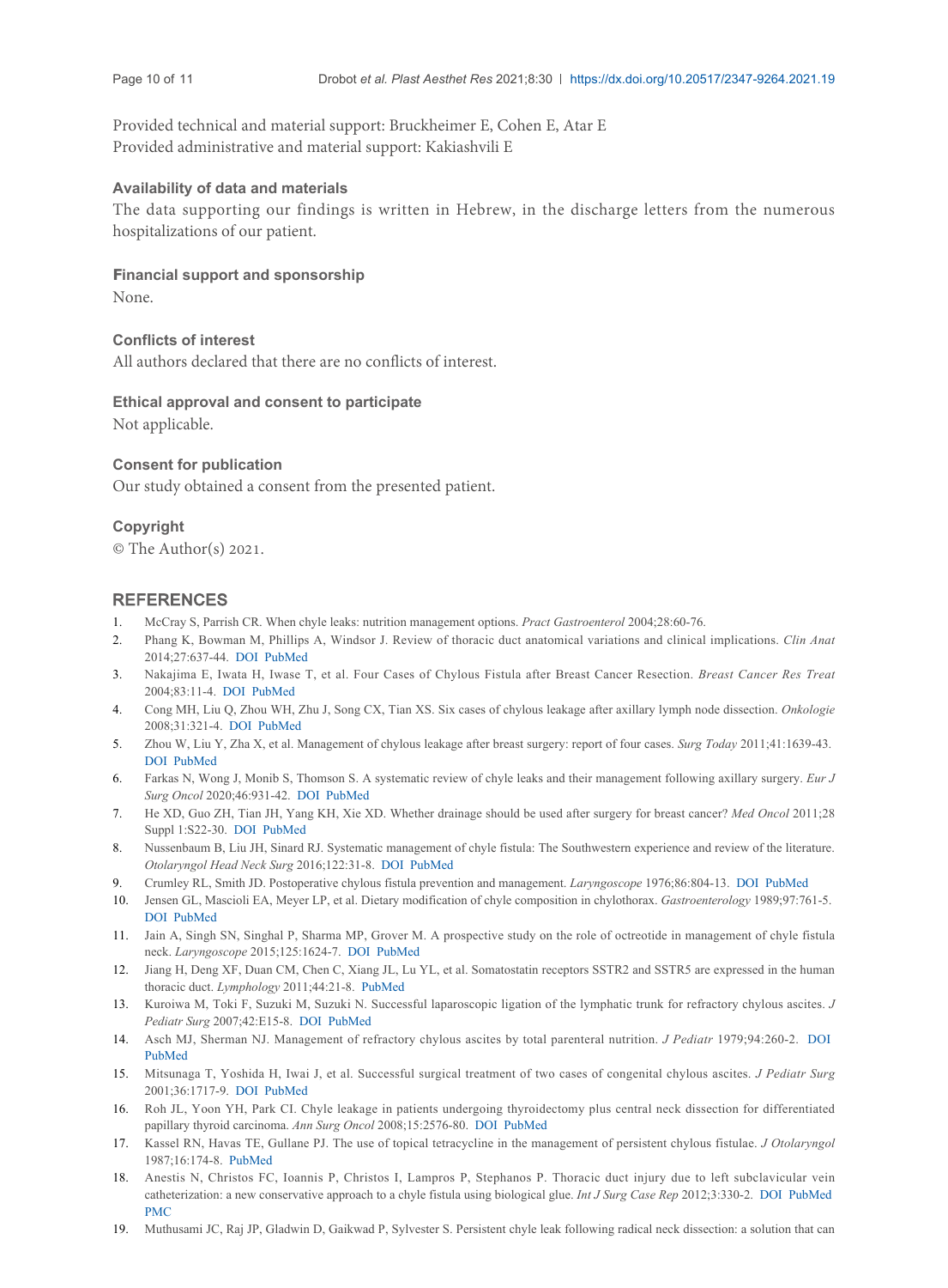Provided technical and material support: Bruckheimer E, Cohen E, Atar E
Provided administrative and material support: Kakiashvili E

### Availability of data and materials

The data supporting our findings is written in Hebrew, in the discharge letters from the numerous hospitalizations of our patient.

### Financial support and sponsorship

None.

### Conflicts of interest

All authors declared that there are no conflicts of interest.

### Ethical approval and consent to participate

Not applicable.

### Consent for publication

Our study obtained a consent from the presented patient.

### Copyright

© The Author(s) 2021.

## REFERENCES

1. McCray S, Parrish CR. When chyle leaks: nutrition management options. *Pract Gastroenterol* 2004;28:60-76.
2. Phang K, Bowman M, Phillips A, Windsor J. Review of thoracic duct anatomical variations and clinical implications. *Clin Anat* 2014;27:637-44. DOI PubMed
3. Nakajima E, Iwata H, Iwase T, et al. Four Cases of Chylous Fistula after Breast Cancer Resection. *Breast Cancer Res Treat* 2004;83:11-4. DOI PubMed
4. Cong MH, Liu Q, Zhou WH, Zhu J, Song CX, Tian XS. Six cases of chylous leakage after axillary lymph node dissection. *Onkologie* 2008;31:321-4. DOI PubMed
5. Zhou W, Liu Y, Zha X, et al. Management of chylous leakage after breast surgery: report of four cases. *Surg Today* 2011;41:1639-43. DOI PubMed
6. Farkas N, Wong J, Monib S, Thomson S. A systematic review of chyle leaks and their management following axillary surgery. *Eur J Surg Oncol* 2020;46:931-42. DOI PubMed
7. He XD, Guo ZH, Tian JH, Yang KH, Xie XD. Whether drainage should be used after surgery for breast cancer? *Med Oncol* 2011;28 Suppl 1:S22-30. DOI PubMed
8. Nussenbaum B, Liu JH, Sinard RJ. Systematic management of chyle fistula: The Southwestern experience and review of the literature. *Otolaryngol Head Neck Surg* 2016;122:31-8. DOI PubMed
9. Crumley RL, Smith JD. Postoperative chylous fistula prevention and management. *Laryngoscope* 1976;86:804-13. DOI PubMed
10. Jensen GL, Mascioli EA, Meyer LP, et al. Dietary modification of chyle composition in chylothorax. *Gastroenterology* 1989;97:761-5. DOI PubMed
11. Jain A, Singh SN, Singhal P, Sharma MP, Grover M. A prospective study on the role of octreotide in management of chyle fistula neck. *Laryngoscope* 2015;125:1624-7. DOI PubMed
12. Jiang H, Deng XF, Duan CM, Chen C, Xiang JL, Lu YL, et al. Somatostatin receptors SSTR2 and SSTR5 are expressed in the human thoracic duct. *Lymphology* 2011;44:21-8. PubMed
13. Kuroiwa M, Toki F, Suzuki M, Suzuki N. Successful laparoscopic ligation of the lymphatic trunk for refractory chylous ascites. *J Pediatr Surg* 2007;42:E15-8. DOI PubMed
14. Asch MJ, Sherman NJ. Management of refractory chylous ascites by total parenteral nutrition. *J Pediatr* 1979;94:260-2. DOI PubMed
15. Mitsunaga T, Yoshida H, Iwai J, et al. Successful surgical treatment of two cases of congenital chylous ascites. *J Pediatr Surg* 2001;36:1717-9. DOI PubMed
16. Roh JL, Yoon YH, Park CI. Chyle leakage in patients undergoing thyroidectomy plus central neck dissection for differentiated papillary thyroid carcinoma. *Ann Surg Oncol* 2008;15:2576-80. DOI PubMed
17. Kassel RN, Havas TE, Gullane PJ. The use of topical tetracycline in the management of persistent chylous fistulae. *J Otolaryngol* 1987;16:174-8. PubMed
18. Anestis N, Christos FC, Ioannis P, Christos I, Lampros P, Stephanos P. Thoracic duct injury due to left subclavicular vein catheterization: a new conservative approach to a chyle fistula using biological glue. *Int J Surg Case Rep* 2012;3:330-2. DOI PubMed PMC
19. Muthusami JC, Raj JP, Gladwin D, Gaikwad P, Sylvester S. Persistent chyle leak following radical neck dissection: a solution that can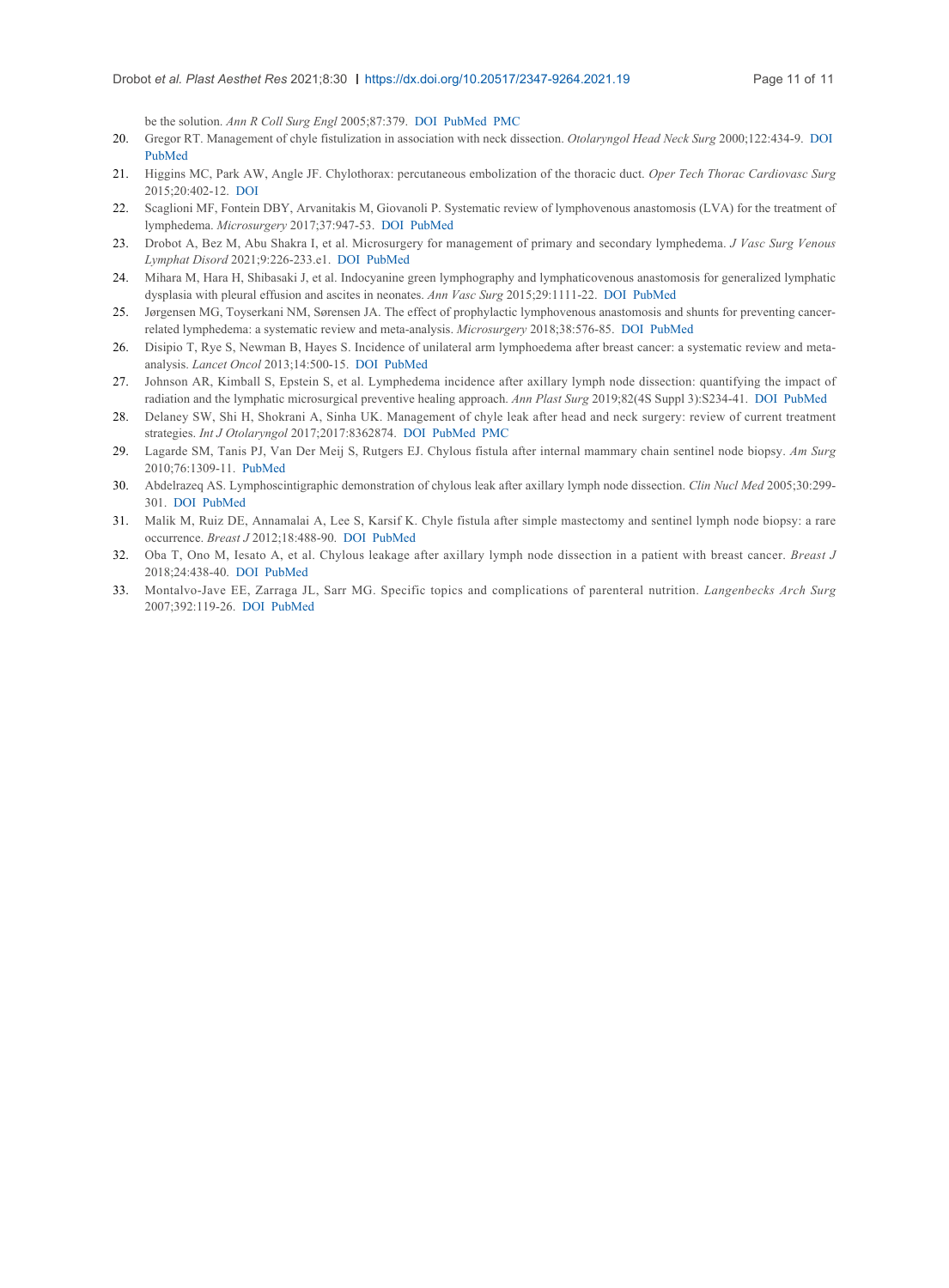be the solution. *Ann R Coll Surg Engl* 2005;87:379. DOI PubMed PMC

20. Gregor RT. Management of chyle fistulization in association with neck dissection. *Otolaryngol Head Neck Surg* 2000;122:434-9. DOI PubMed
21. Higgins MC, Park AW, Angle JF. Chylothorax: percutaneous embolization of the thoracic duct. *Oper Tech Thorac Cardiovasc Surg* 2015;20:402-12. DOI
22. Scaglioni MF, Fontein DBY, Arvanitakis M, Giovanoli P. Systematic review of lymphovenous anastomosis (LVA) for the treatment of lymphedema. *Microsurgery* 2017;37:947-53. DOI PubMed
23. Drobot A, Bez M, Abu Shakra I, et al. Microsurgery for management of primary and secondary lymphedema. *J Vasc Surg Venous Lymphat Disord* 2021;9:226-233.e1. DOI PubMed
24. Mihara M, Hara H, Shibasaki J, et al. Indocyanine green lymphography and lymphaticovenous anastomosis for generalized lymphatic dysplasia with pleural effusion and ascites in neonates. *Ann Vasc Surg* 2015;29:1111-22. DOI PubMed
25. Jørgensen MG, Toyserkani NM, Sørensen JA. The effect of prophylactic lymphovenous anastomosis and shunts for preventing cancer-related lymphedema: a systematic review and meta-analysis. *Microsurgery* 2018;38:576-85. DOI PubMed
26. Disipio T, Rye S, Newman B, Hayes S. Incidence of unilateral arm lymphoedema after breast cancer: a systematic review and meta-analysis. *Lancet Oncol* 2013;14:500-15. DOI PubMed
27. Johnson AR, Kimball S, Epstein S, et al. Lymphedema incidence after axillary lymph node dissection: quantifying the impact of radiation and the lymphatic microsurgical preventive healing approach. *Ann Plast Surg* 2019;82(4S Suppl 3):S234-41. DOI PubMed
28. Delaney SW, Shi H, Shokrani A, Sinha UK. Management of chyle leak after head and neck surgery: review of current treatment strategies. *Int J Otolaryngol* 2017;2017:8362874. DOI PubMed PMC
29. Lagarde SM, Tanis PJ, Van Der Meij S, Rutgers EJ. Chylous fistula after internal mammary chain sentinel node biopsy. *Am Surg* 2010;76:1309-11. PubMed
30. Abdelrazeq AS. Lymphoscintigraphic demonstration of chylous leak after axillary lymph node dissection. *Clin Nucl Med* 2005;30:299-301. DOI PubMed
31. Malik M, Ruiz DE, Annamalai A, Lee S, Karsif K. Chyle fistula after simple mastectomy and sentinel lymph node biopsy: a rare occurrence. *Breast J* 2012;18:488-90. DOI PubMed
32. Oba T, Ono M, Iesato A, et al. Chylous leakage after axillary lymph node dissection in a patient with breast cancer. *Breast J* 2018;24:438-40. DOI PubMed
33. Montalvo-Jave EE, Zarraga JL, Sarr MG. Specific topics and complications of parenteral nutrition. *Langenbecks Arch Surg* 2007;392:119-26. DOI PubMed